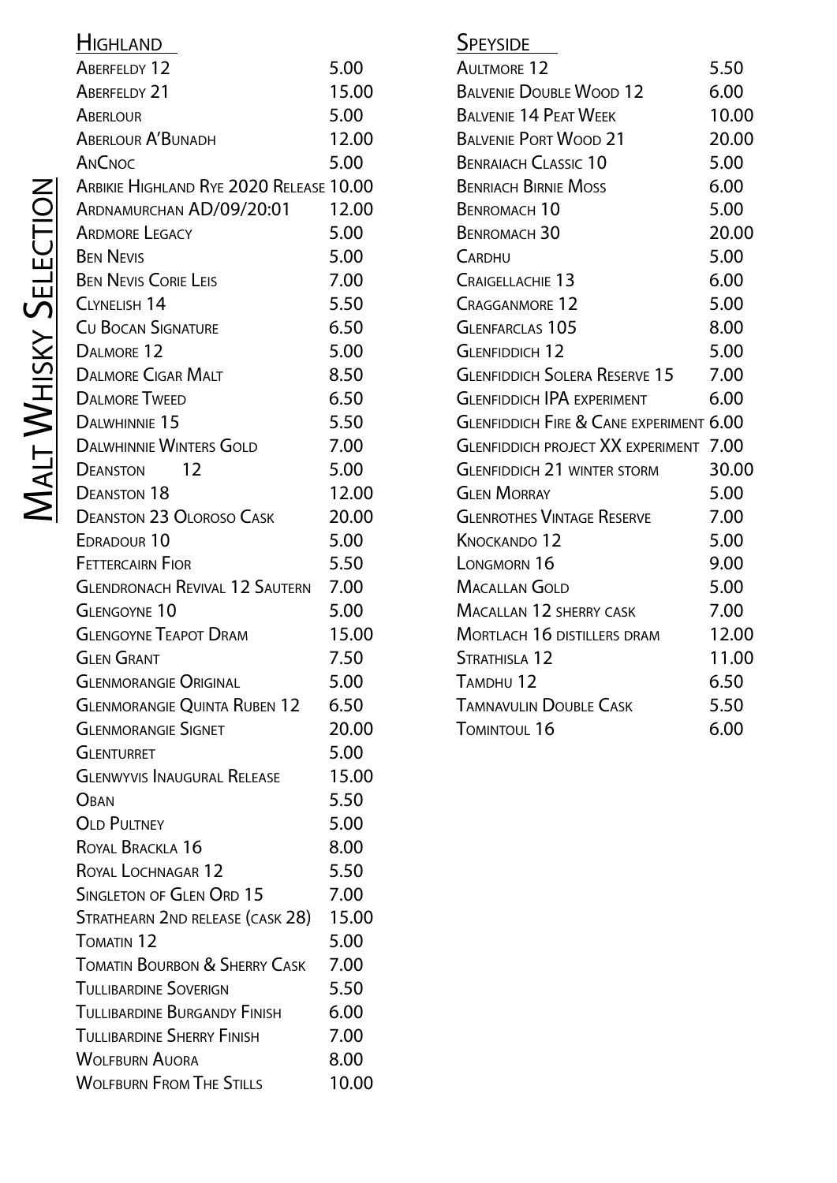# Malt Whisky Selection

## Highland

| Whisky | Price |
|---|---|
| Aberfeldy 12 | 5.00 |
| Aberfeldy 21 | 15.00 |
| Aberlour | 5.00 |
| Aberlour A'Bunadh | 12.00 |
| AnCnoc | 5.00 |
| Arbikie Highland Rye 2020 Release | 10.00 |
| Ardnamurchan AD/09/20:01 | 12.00 |
| Ardmore Legacy | 5.00 |
| Ben Nevis | 5.00 |
| Ben Nevis Corie Leis | 7.00 |
| Clynelish 14 | 5.50 |
| Cu Bocan Signature | 6.50 |
| Dalmore 12 | 5.00 |
| Dalmore Cigar Malt | 8.50 |
| Dalmore Tweed | 6.50 |
| Dalwhinnie 15 | 5.50 |
| Dalwhinnie Winters Gold | 7.00 |
| Deanston 12 | 5.00 |
| Deanston 18 | 12.00 |
| Deanston 23 Oloroso Cask | 20.00 |
| Edradour 10 | 5.00 |
| Fettercairn Fior | 5.50 |
| Glendronach Revival 12 Sautern | 7.00 |
| Glengoyne 10 | 5.00 |
| Glengoyne Teapot Dram | 15.00 |
| Glen Grant | 7.50 |
| Glenmorangie Original | 5.00 |
| Glenmorangie Quinta Ruben 12 | 6.50 |
| Glenmorangie Signet | 20.00 |
| Glenturret | 5.00 |
| Glenwyvis Inaugural Release | 15.00 |
| Oban | 5.50 |
| Old Pultney | 5.00 |
| Royal Brackla 16 | 8.00 |
| Royal Lochnagar 12 | 5.50 |
| Singleton of Glen Ord 15 | 7.00 |
| Strathearn 2nd release (cask 28) | 15.00 |
| Tomatin 12 | 5.00 |
| Tomatin Bourbon & Sherry Cask | 7.00 |
| Tullibardine Soverign | 5.50 |
| Tullibardine Burgandy Finish | 6.00 |
| Tullibardine Sherry Finish | 7.00 |
| Wolfburn Auora | 8.00 |
| Wolfburn From The Stills | 10.00 |

## Speyside

| Whisky | Price |
|---|---|
| Aultmore 12 | 5.50 |
| Balvenie Double Wood 12 | 6.00 |
| Balvenie 14 Peat Week | 10.00 |
| Balvenie Port Wood 21 | 20.00 |
| Benraiach Classic 10 | 5.00 |
| Benriach Birnie Moss | 6.00 |
| Benromach 10 | 5.00 |
| Benromach 30 | 20.00 |
| Cardhu | 5.00 |
| Craigellachie 13 | 6.00 |
| Cragganmore 12 | 5.00 |
| Glenfarclas 105 | 8.00 |
| Glenfiddich 12 | 5.00 |
| Glenfiddich Solera Reserve 15 | 7.00 |
| Glenfiddich IPA experiment | 6.00 |
| Glenfiddich Fire & Cane experiment | 6.00 |
| Glenfiddich project XX experiment | 7.00 |
| Glenfiddich 21 winter storm | 30.00 |
| Glen Morray | 5.00 |
| Glenrothes Vintage Reserve | 7.00 |
| Knockando 12 | 5.00 |
| Longmorn 16 | 9.00 |
| Macallan Gold | 5.00 |
| Macallan 12 sherry cask | 7.00 |
| Mortlach 16 distillers dram | 12.00 |
| Strathisla 12 | 11.00 |
| Tamdhu 12 | 6.50 |
| Tamnavulin Double Cask | 5.50 |
| Tomintoul 16 | 6.00 |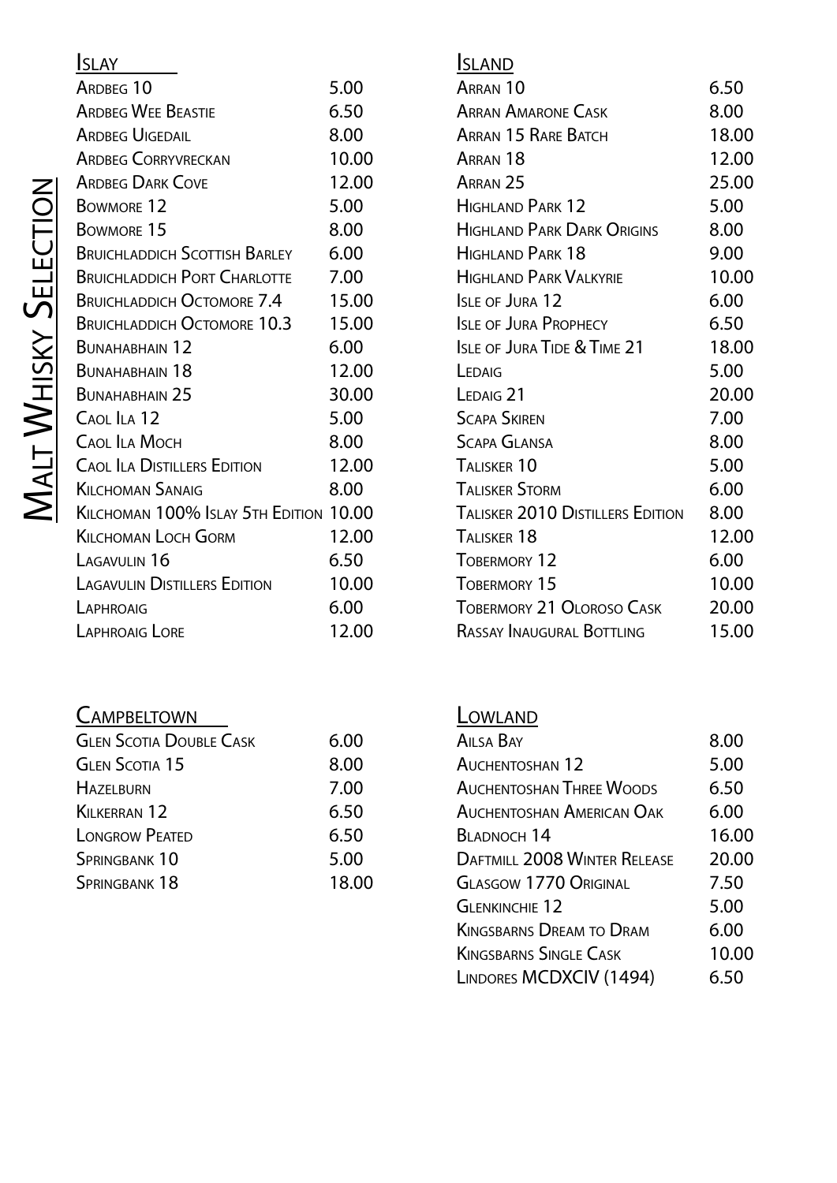# Malt Whisky Selection

## Islay

| | |
|---|---|
| Ardbeg 10 | 5.00 |
| Ardbeg Wee Beastie | 6.50 |
| Ardbeg Uigedail | 8.00 |
| Ardbeg Corryvreckan | 10.00 |
| Ardbeg Dark Cove | 12.00 |
| Bowmore 12 | 5.00 |
| Bowmore 15 | 8.00 |
| Bruichladdich Scottish Barley | 6.00 |
| Bruichladdich Port Charlotte | 7.00 |
| Bruichladdich Octomore 7.4 | 15.00 |
| Bruichladdich Octomore 10.3 | 15.00 |
| Bunahabhain 12 | 6.00 |
| Bunahabhain 18 | 12.00 |
| Bunahabhain 25 | 30.00 |
| Caol Ila 12 | 5.00 |
| Caol Ila Moch | 8.00 |
| Caol Ila Distillers Edition | 12.00 |
| Kilchoman Sanaig | 8.00 |
| Kilchoman 100% Islay 5th Edition | 10.00 |
| Kilchoman Loch Gorm | 12.00 |
| Lagavulin 16 | 6.50 |
| Lagavulin Distillers Edition | 10.00 |
| Laphroaig | 6.00 |
| Laphroaig Lore | 12.00 |

## Island

| | |
|---|---|
| Arran 10 | 6.50 |
| Arran Amarone Cask | 8.00 |
| Arran 15 Rare Batch | 18.00 |
| Arran 18 | 12.00 |
| Arran 25 | 25.00 |
| Highland Park 12 | 5.00 |
| Highland Park Dark Origins | 8.00 |
| Highland Park 18 | 9.00 |
| Highland Park Valkyrie | 10.00 |
| Isle of Jura 12 | 6.00 |
| Isle of Jura Prophecy | 6.50 |
| Isle of Jura Tide & Time 21 | 18.00 |
| Ledaig | 5.00 |
| Ledaig 21 | 20.00 |
| Scapa Skiren | 7.00 |
| Scapa Glansa | 8.00 |
| Talisker 10 | 5.00 |
| Talisker Storm | 6.00 |
| Talisker 2010 Distillers Edition | 8.00 |
| Talisker 18 | 12.00 |
| Tobermory 12 | 6.00 |
| Tobermory 15 | 10.00 |
| Tobermory 21 Oloroso Cask | 20.00 |
| Rassay Inaugural Bottling | 15.00 |

## Campbeltown

| | |
|---|---|
| Glen Scotia Double Cask | 6.00 |
| Glen Scotia 15 | 8.00 |
| Hazelburn | 7.00 |
| Kilkerran 12 | 6.50 |
| Longrow Peated | 6.50 |
| Springbank 10 | 5.00 |
| Springbank 18 | 18.00 |

## Lowland

| | |
|---|---|
| Ailsa Bay | 8.00 |
| Auchentoshan 12 | 5.00 |
| Auchentoshan Three Woods | 6.50 |
| Auchentoshan American Oak | 6.00 |
| Bladnoch 14 | 16.00 |
| Daftmill 2008 Winter Release | 20.00 |
| Glasgow 1770 Original | 7.50 |
| Glenkinchie 12 | 5.00 |
| Kingsbarns Dream to Dram | 6.00 |
| Kingsbarns Single Cask | 10.00 |
| Lindores MCDXCIV (1494) | 6.50 |